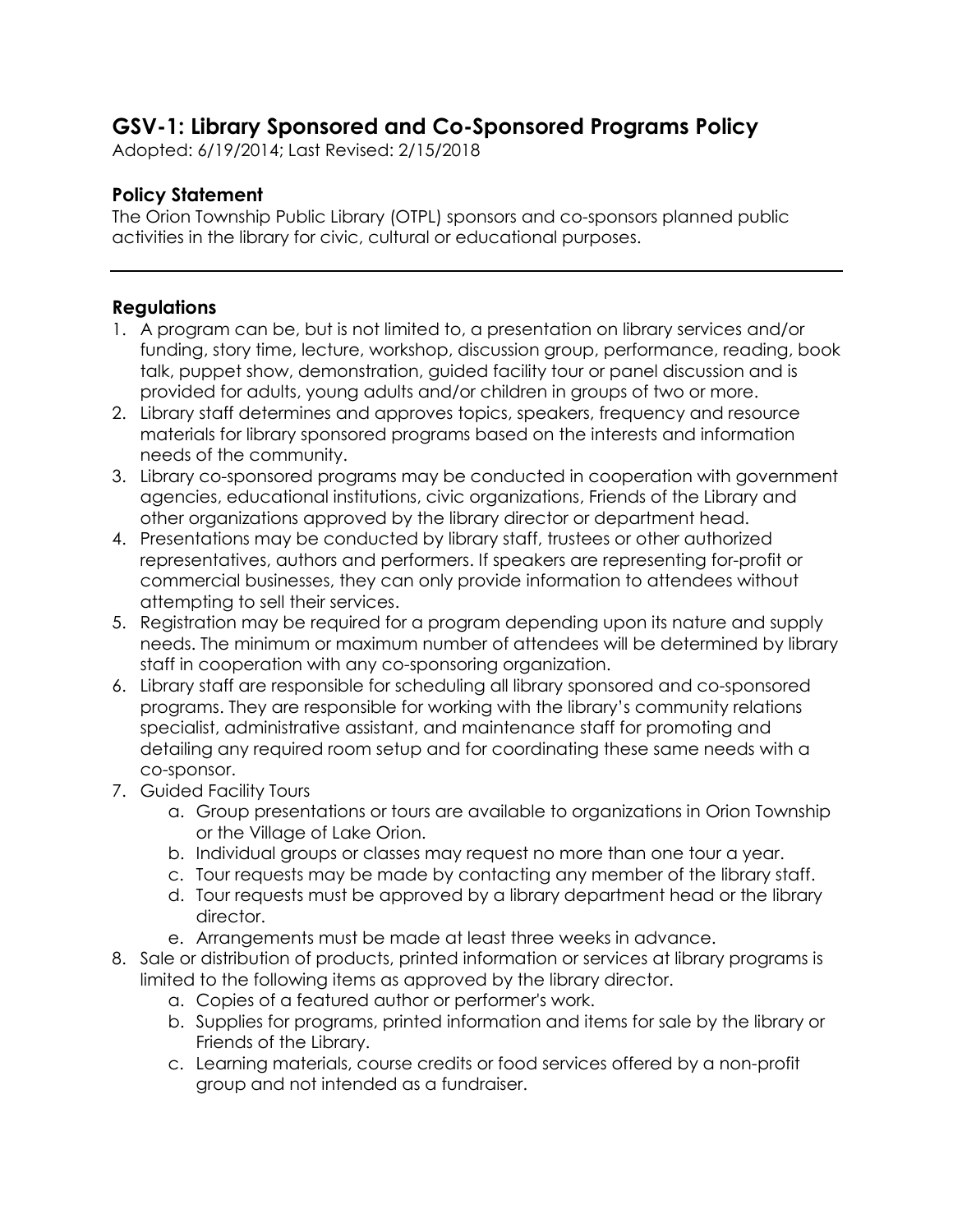# GSV-1: Library Sponsored and Co-Sponsored Programs Policy

Adopted: 6/19/2014; Last Revised: 2/15/2018

## Policy Statement

The Orion Township Public Library (OTPL) sponsors and co-sponsors planned public activities in the library for civic, cultural or educational purposes.

---

## Regulations

1. A program can be, but is not limited to, a presentation on library services and/or funding, story time, lecture, workshop, discussion group, performance, reading, book talk, puppet show, demonstration, guided facility tour or panel discussion and is provided for adults, young adults and/or children in groups of two or more.
2. Library staff determines and approves topics, speakers, frequency and resource materials for library sponsored programs based on the interests and information needs of the community.
3. Library co-sponsored programs may be conducted in cooperation with government agencies, educational institutions, civic organizations, Friends of the Library and other organizations approved by the library director or department head.
4. Presentations may be conducted by library staff, trustees or other authorized representatives, authors and performers. If speakers are representing for-profit or commercial businesses, they can only provide information to attendees without attempting to sell their services.
5. Registration may be required for a program depending upon its nature and supply needs. The minimum or maximum number of attendees will be determined by library staff in cooperation with any co-sponsoring organization.
6. Library staff are responsible for scheduling all library sponsored and co-sponsored programs. They are responsible for working with the library's community relations specialist, administrative assistant, and maintenance staff for promoting and detailing any required room setup and for coordinating these same needs with a co-sponsor.
7. Guided Facility Tours
    a. Group presentations or tours are available to organizations in Orion Township or the Village of Lake Orion.
    b. Individual groups or classes may request no more than one tour a year.
    c. Tour requests may be made by contacting any member of the library staff.
    d. Tour requests must be approved by a library department head or the library director.
    e. Arrangements must be made at least three weeks in advance.
8. Sale or distribution of products, printed information or services at library programs is limited to the following items as approved by the library director.
    a. Copies of a featured author or performer's work.
    b. Supplies for programs, printed information and items for sale by the library or Friends of the Library.
    c. Learning materials, course credits or food services offered by a non-profit group and not intended as a fundraiser.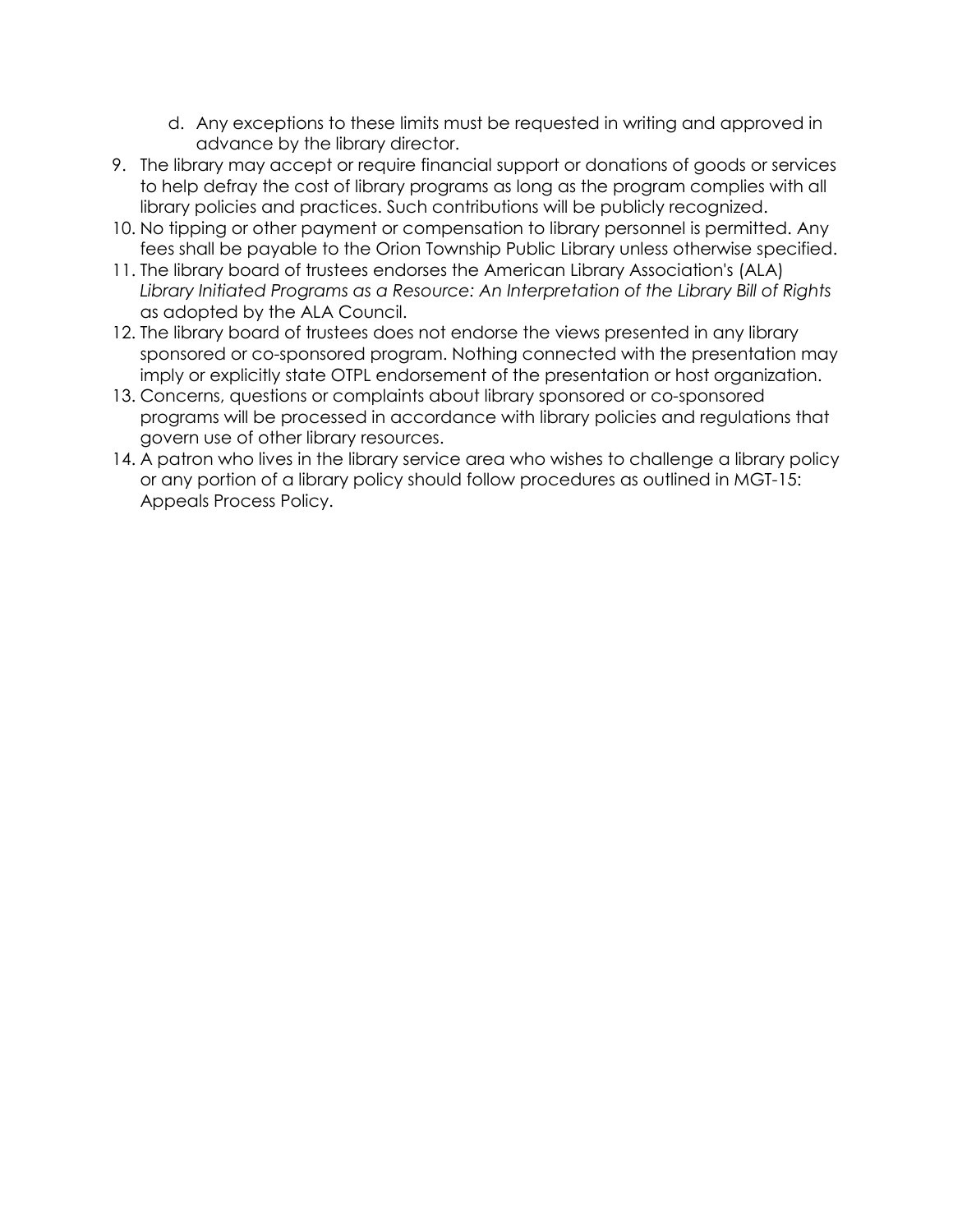d. Any exceptions to these limits must be requested in writing and approved in advance by the library director.

9. The library may accept or require financial support or donations of goods or services to help defray the cost of library programs as long as the program complies with all library policies and practices. Such contributions will be publicly recognized.
10. No tipping or other payment or compensation to library personnel is permitted. Any fees shall be payable to the Orion Township Public Library unless otherwise specified.
11. The library board of trustees endorses the American Library Association's (ALA) *Library Initiated Programs as a Resource: An Interpretation of the Library Bill of Rights* as adopted by the ALA Council.
12. The library board of trustees does not endorse the views presented in any library sponsored or co-sponsored program. Nothing connected with the presentation may imply or explicitly state OTPL endorsement of the presentation or host organization.
13. Concerns, questions or complaints about library sponsored or co-sponsored programs will be processed in accordance with library policies and regulations that govern use of other library resources.
14. A patron who lives in the library service area who wishes to challenge a library policy or any portion of a library policy should follow procedures as outlined in MGT-15: Appeals Process Policy.